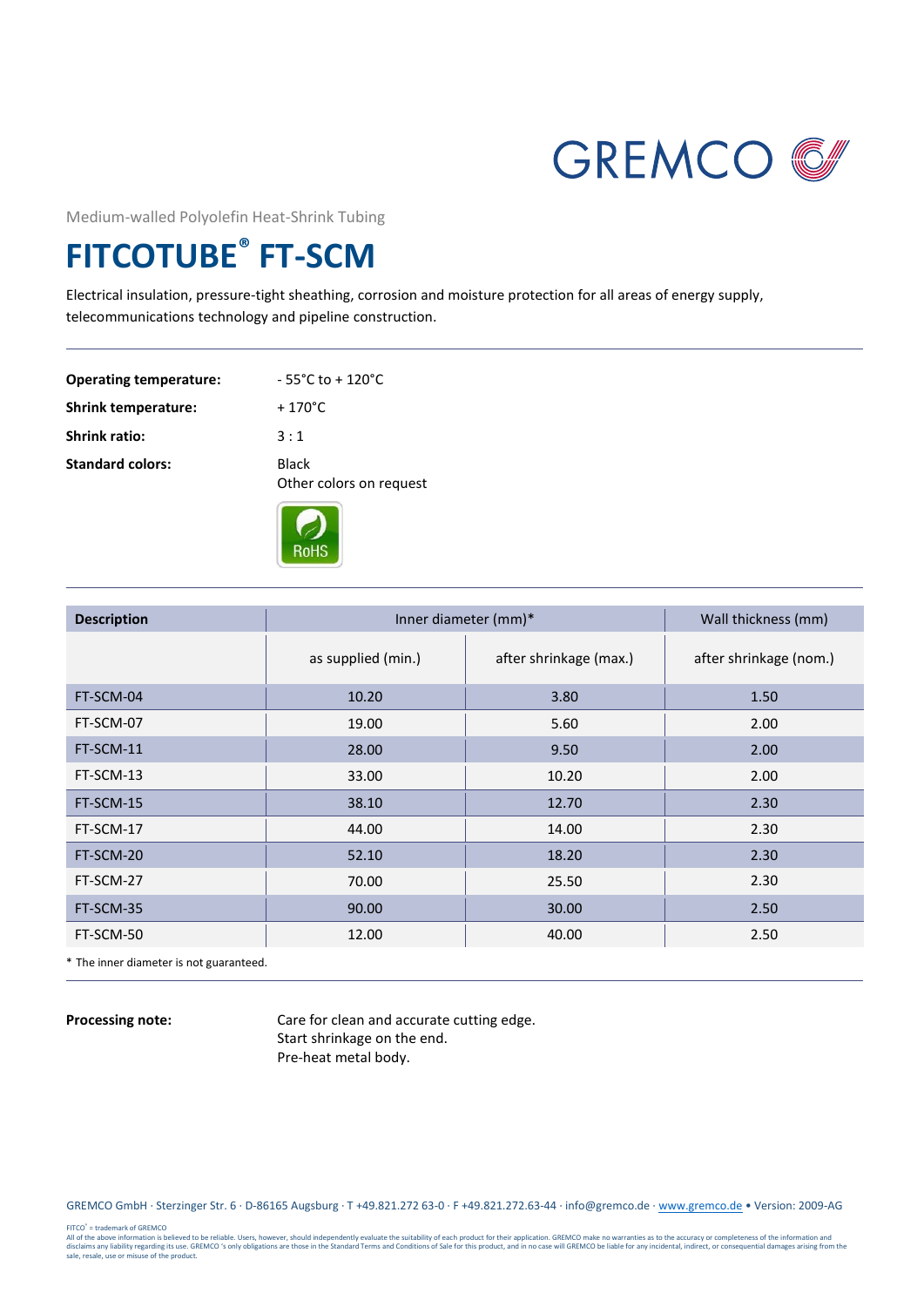GREMCO

Medium-walled Polyolefin Heat-Shrink Tubing

# FITCOTUBE® FT-SCM

Electrical insulation, pressure-tight sheathing, corrosion and moisture protection for all areas of energy supply, telecommunications technology and pipeline construction.

**Operating temperature:** - 55°C to + 120°C

**Shrink temperature:** + 170°C

**Shrink ratio:** 3 : 1

**Standard colors:** Black
Other colors on request

RoHS

| Description | Inner diameter (mm)* | | Wall thickness (mm) |
|---|---|---|---|
| | as supplied (min.) | after shrinkage (max.) | after shrinkage (nom.) |
| FT-SCM-04 | 10.20 | 3.80 | 1.50 |
| FT-SCM-07 | 19.00 | 5.60 | 2.00 |
| FT-SCM-11 | 28.00 | 9.50 | 2.00 |
| FT-SCM-13 | 33.00 | 10.20 | 2.00 |
| FT-SCM-15 | 38.10 | 12.70 | 2.30 |
| FT-SCM-17 | 44.00 | 14.00 | 2.30 |
| FT-SCM-20 | 52.10 | 18.20 | 2.30 |
| FT-SCM-27 | 70.00 | 25.50 | 2.30 |
| FT-SCM-35 | 90.00 | 30.00 | 2.50 |
| FT-SCM-50 | 12.00 | 40.00 | 2.50 |

* The inner diameter is not guaranteed.

**Processing note:** Care for clean and accurate cutting edge.
Start shrinkage on the end.
Pre-heat metal body.

GREMCO GmbH · Sterzinger Str. 6 · D-86165 Augsburg · T +49.821.272 63-0 · F +49.821.272.63-44 · info@gremco.de · www.gremco.de • Version: 2009-AG

FITCO® = trademark of GREMCO
All of the above information is believed to be reliable. Users, however, should independently evaluate the suitability of each product for their application. GREMCO make no warranties as to the accuracy or completeness of the information and disclaims any liability regarding its use. GREMCO 's only obligations are those in the Standard Terms and Conditions of Sale for this product, and in no case will GREMCO be liable for any incidental, indirect, or consequential damages arising from the sale, resale, use or misuse of the product.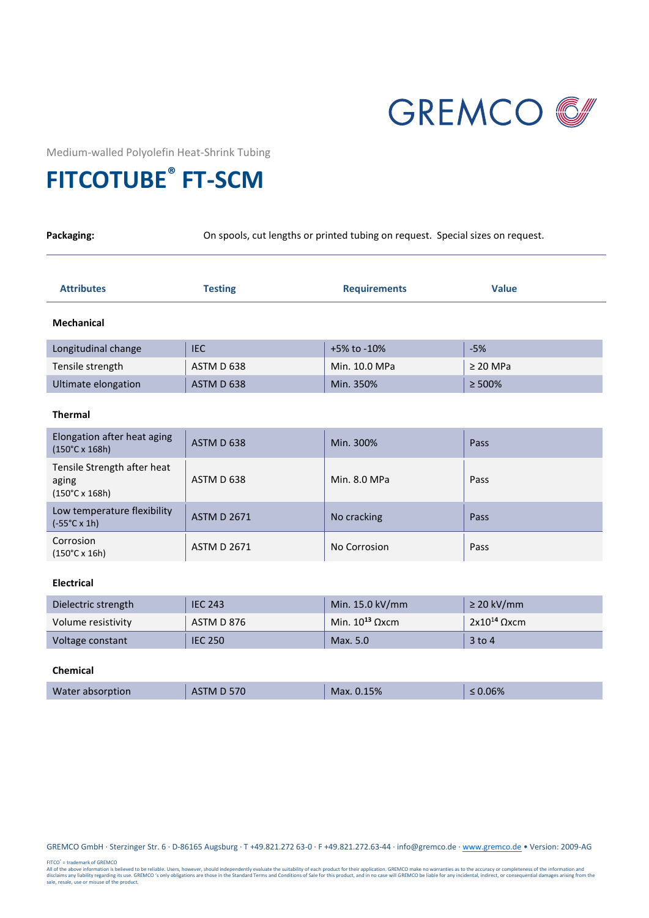GREMCO

Medium-walled Polyolefin Heat-Shrink Tubing

# FITCOTUBE® FT-SCM

**Packaging:** On spools, cut lengths or printed tubing on request. Special sizes on request.

| Attributes | Testing | Requirements | Value |
|---|---|---|---|
| **Mechanical** | | | |
| Longitudinal change | IEC | +5% to -10% | -5% |
| Tensile strength | ASTM D 638 | Min. 10.0 MPa | ≥ 20 MPa |
| Ultimate elongation | ASTM D 638 | Min. 350% | ≥ 500% |
| **Thermal** | | | |
| Elongation after heat aging (150°C x 168h) | ASTM D 638 | Min. 300% | Pass |
| Tensile Strength after heat aging (150°C x 168h) | ASTM D 638 | Min. 8.0 MPa | Pass |
| Low temperature flexibility (-55°C x 1h) | ASTM D 2671 | No cracking | Pass |
| Corrosion (150°C x 16h) | ASTM D 2671 | No Corrosion | Pass |
| **Electrical** | | | |
| Dielectric strength | IEC 243 | Min. 15.0 kV/mm | ≥ 20 kV/mm |
| Volume resistivity | ASTM D 876 | Min. $10^{13}$ Ωxcm | $2x10^{14}$ Ωxcm |
| Voltage constant | IEC 250 | Max. 5.0 | 3 to 4 |
| **Chemical** | | | |
| Water absorption | ASTM D 570 | Max. 0.15% | ≤ 0.06% |

GREMCO GmbH · Sterzinger Str. 6 · D-86165 Augsburg · T +49.821.272 63-0 · F +49.821.272.63-44 · info@gremco.de · www.gremco.de • Version: 2009-AG

FITCO® = trademark of GREMCO
All of the above information is believed to be reliable. Users, however, should independently evaluate the suitability of each product for their application. GREMCO make no warranties as to the accuracy or completeness of the information and disclaims any liability regarding its use. GREMCO 's only obligations are those in the Standard Terms and Conditions of Sale for this product, and in no case will GREMCO be liable for any incidental, indirect, or consequential damages arising from the sale, resale, use or misuse of the product.